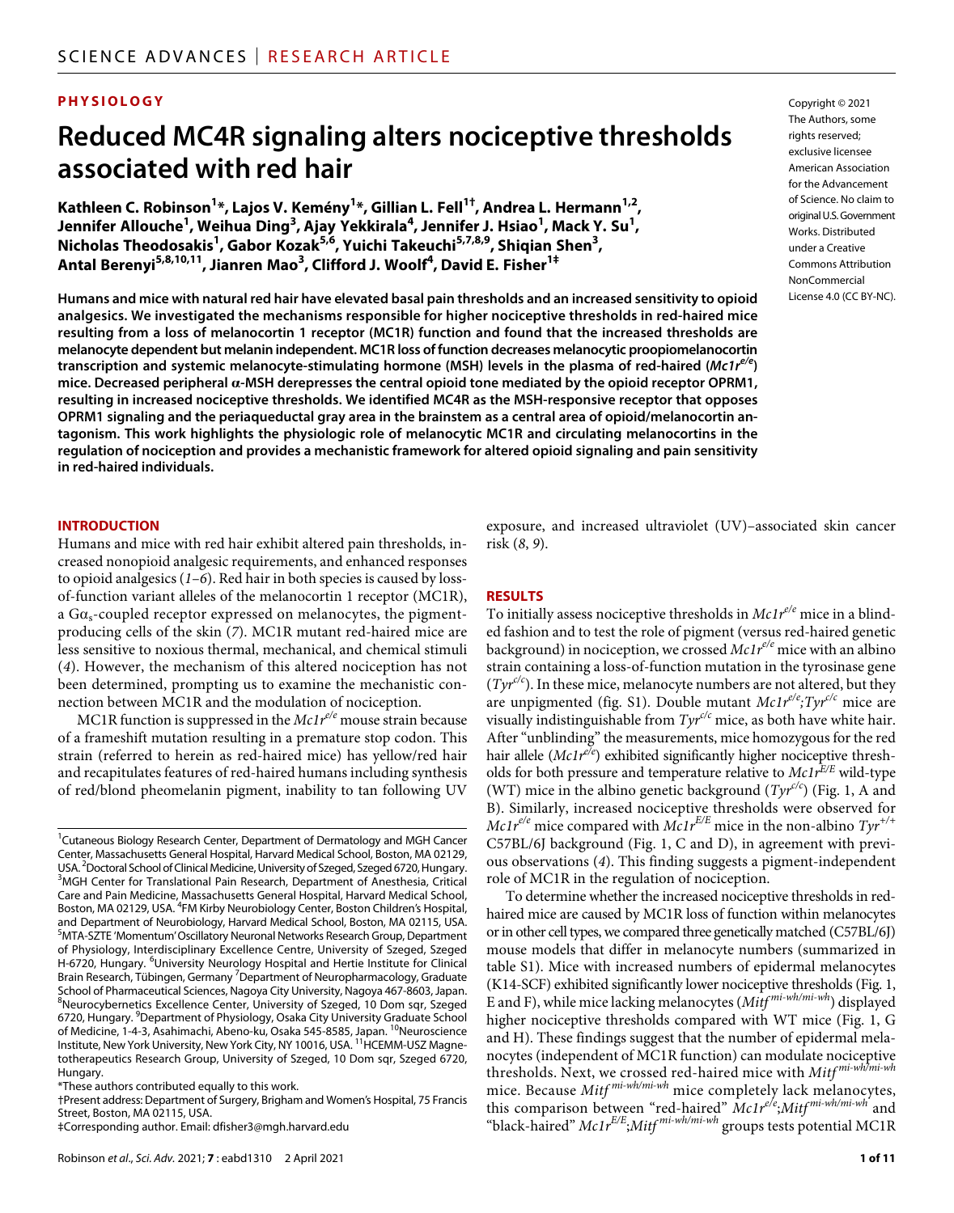PHYSIOLOGY

# Reduced MC4R signaling alters nociceptive thresholds associated with red hair

**Kathleen C. Robinson[1]*, Lajos V. Kemény[1]*, Gillian L. Fell[1†], Andrea L. Hermann[1,2], Jennifer Allouche[1], Weihua Ding[3], Ajay Yekkirala[4], Jennifer J. Hsiao[1], Mack Y. Su[1], Nicholas Theodosakis[1], Gabor Kozak[5,6], Yuichi Takeuchi[5,7,8,9], Shiqian Shen[3], Antal Berenyi[5,8,10,11], Jianren Mao[3], Clifford J. Woolf[4], David E. Fisher[1‡]**

Copyright © 2021 The Authors, some rights reserved; exclusive licensee American Association for the Advancement of Science. No claim to original U.S. Government Works. Distributed under a Creative Commons Attribution NonCommercial License 4.0 (CC BY-NC).

**Humans and mice with natural red hair have elevated basal pain thresholds and an increased sensitivity to opioid analgesics. We investigated the mechanisms responsible for higher nociceptive thresholds in red-haired mice resulting from a loss of melanocortin 1 receptor (MC1R) function and found that the increased thresholds are melanocyte dependent but melanin independent. MC1R loss of function decreases melanocytic proopiomelanocortin transcription and systemic melanocyte-stimulating hormone (MSH) levels in the plasma of red-haired (*Mc1r$^{e/e}$*) mice. Decreased peripheral α-MSH derepresses the central opioid tone mediated by the opioid receptor OPRM1, resulting in increased nociceptive thresholds. We identified MC4R as the MSH-responsive receptor that opposes OPRM1 signaling and the periaqueductal gray area in the brainstem as a central area of opioid/melanocortin antagonism. This work highlights the physiologic role of melanocytic MC1R and circulating melanocortins in the regulation of nociception and provides a mechanistic framework for altered opioid signaling and pain sensitivity in red-haired individuals.**

## INTRODUCTION

Humans and mice with red hair exhibit altered pain thresholds, increased nonopioid analgesic requirements, and enhanced responses to opioid analgesics (*1*–*6*). Red hair in both species is caused by loss-of-function variant alleles of the melanocortin 1 receptor (MC1R), a $G\alpha_s$-coupled receptor expressed on melanocytes, the pigment-producing cells of the skin (*7*). MC1R mutant red-haired mice are less sensitive to noxious thermal, mechanical, and chemical stimuli (*4*). However, the mechanism of this altered nociception has not been determined, prompting us to examine the mechanistic connection between MC1R and the modulation of nociception.

MC1R function is suppressed in the *Mc1r$^{e/e}$* mouse strain because of a frameshift mutation resulting in a premature stop codon. This strain (referred to herein as red-haired mice) has yellow/red hair and recapitulates features of red-haired humans including synthesis of red/blond pheomelanin pigment, inability to tan following UV exposure, and increased ultraviolet (UV)–associated skin cancer risk (*8*, *9*).

## RESULTS

To initially assess nociceptive thresholds in *Mc1r$^{e/e}$* mice in a blinded fashion and to test the role of pigment (versus red-haired genetic background) in nociception, we crossed *Mc1r$^{e/e}$* mice with an albino strain containing a loss-of-function mutation in the tyrosinase gene (*Tyr$^{c/c}$*). In these mice, melanocyte numbers are not altered, but they are unpigmented (fig. S1). Double mutant *Mc1r$^{e/e}$;Tyr$^{c/c}$* mice are visually indistinguishable from *Tyr$^{c/c}$* mice, as both have white hair. After "unblinding" the measurements, mice homozygous for the red hair allele (*Mc1r$^{e/e}$*) exhibited significantly higher nociceptive thresholds for both pressure and temperature relative to *Mc1r$^{E/E}$* wild-type (WT) mice in the albino genetic background (*Tyr$^{c/c}$*) (Fig. 1, A and B). Similarly, increased nociceptive thresholds were observed for *Mc1r$^{e/e}$* mice compared with *Mc1r$^{E/E}$* mice in the non-albino *Tyr$^{+/+}$* C57BL/6J background (Fig. 1, C and D), in agreement with previous observations (*4*). This finding suggests a pigment-independent role of MC1R in the regulation of nociception.

To determine whether the increased nociceptive thresholds in red-haired mice are caused by MC1R loss of function within melanocytes or in other cell types, we compared three genetically matched (C57BL/6J) mouse models that differ in melanocyte numbers (summarized in table S1). Mice with increased numbers of epidermal melanocytes (K14-SCF) exhibited significantly lower nociceptive thresholds (Fig. 1, E and F), while mice lacking melanocytes (*Mitf$^{mi\text{-}wh/mi\text{-}wh}$*) displayed higher nociceptive thresholds compared with WT mice (Fig. 1, G and H). These findings suggest that the number of epidermal melanocytes (independent of MC1R function) can modulate nociceptive thresholds. Next, we crossed red-haired mice with *Mitf$^{mi\text{-}wh/mi\text{-}wh}$* mice. Because *Mitf$^{mi\text{-}wh/mi\text{-}wh}$* mice completely lack melanocytes, this comparison between "red-haired" *Mc1r$^{e/e}$;Mitf$^{mi\text{-}wh/mi\text{-}wh}$* and "black-haired" *Mc1r$^{E/E}$;Mitf$^{mi\text{-}wh/mi\text{-}wh}$* groups tests potential MC1R

---

[1]Cutaneous Biology Research Center, Department of Dermatology and MGH Cancer Center, Massachusetts General Hospital, Harvard Medical School, Boston, MA 02129, USA. [2]Doctoral School of Clinical Medicine, University of Szeged, Szeged 6720, Hungary. [3]MGH Center for Translational Pain Research, Department of Anesthesia, Critical Care and Pain Medicine, Massachusetts General Hospital, Harvard Medical School, Boston, MA 02129, USA. [4]FM Kirby Neurobiology Center, Boston Children's Hospital, and Department of Neurobiology, Harvard Medical School, Boston, MA 02115, USA. [5]MTA-SZTE 'Momentum' Oscillatory Neuronal Networks Research Group, Department of Physiology, Interdisciplinary Excellence Centre, University of Szeged, Szeged H-6720, Hungary. [6]University Neurology Hospital and Hertie Institute for Clinical Brain Research, Tübingen, Germany [7]Department of Neuropharmacology, Graduate School of Pharmaceutical Sciences, Nagoya City University, Nagoya 467-8603, Japan. [8]Neurocybernetics Excellence Center, University of Szeged, 10 Dom sqr, Szeged 6720, Hungary. [9]Department of Physiology, Osaka City University Graduate School of Medicine, 1-4-3, Asahimachi, Abeno-ku, Osaka 545-8585, Japan. [10]Neuroscience Institute, New York University, New York City, NY 10016, USA. [11]HCEMM-USZ Magnetotherapeutics Research Group, University of Szeged, 10 Dom sqr, Szeged 6720, Hungary.

*These authors contributed equally to this work.

†Present address: Department of Surgery, Brigham and Women's Hospital, 75 Francis Street, Boston, MA 02115, USA.

‡Corresponding author. Email: dfisher3@mgh.harvard.edu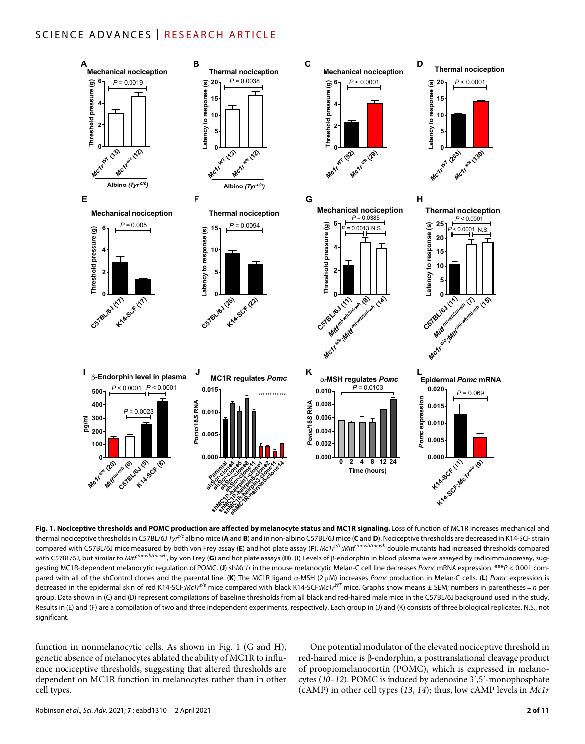**Fig. 1. Nociceptive thresholds and POMC production are affected by melanocyte status and MC1R signaling.** Loss of function of MC1R increases mechanical and thermal nociceptive thresholds in C57BL/6J *Tyr*$^{c/c}$ albino mice (**A** and **B**) and in non-albino C57BL/6J mice (**C** and **D**). Nociceptive thresholds are decreased in K14-SCF strain compared with C57BL/6J mice measured by both von Frey assay (**E**) and hot plate assay (**F**). *Mc1r*$^{e/e}$;*Mitf*$^{mi\text{-}wh/mi\text{-}wh}$ double mutants had increased thresholds compared with C57BL/6J, but similar to *Mitf*$^{mi\text{-}wh/mi\text{-}wh}$, by von Frey (**G**) and hot plate assays (**H**). (**I**) Levels of β-endorphin in blood plasma were assayed by radioimmunoassay, suggesting MC1R-dependent melanocytic regulation of POMC. (**J**) sh*Mc1r* in the mouse melanocytic Melan-C cell line decreases *Pomc* mRNA expression. ***$P < 0.001$ compared with all of the shControl clones and the parental line. (**K**) The MC1R ligand α-MSH (2 μM) increases *Pomc* production in Melan-C cells. (**L**) *Pomc* expression is decreased in the epidermal skin of red K14-SCF;*Mc1r*$^{e/e}$ mice compared with black K14-SCF;*Mc1r*$^{WT}$ mice. Graphs show means ± SEM; numbers in parentheses = *n* per group. Data shown in (C) and (D) represent compilations of baseline thresholds from all black and red-haired male mice in the C57BL/6J background used in the study. Results in (E) and (F) are a compilation of two and three independent experiments, respectively. Each group in (J) and (K) consists of three biological replicates. N.S., not significant.

function in nonmelanocytic cells. As shown in Fig. 1 (G and H), genetic absence of melanocytes ablated the ability of MC1R to influence nociceptive thresholds, suggesting that altered thresholds are dependent on MC1R function in melanocytes rather than in other cell types.

One potential modulator of the elevated nociceptive threshold in red-haired mice is β-endorphin, a posttranslational cleavage product of proopiomelanocortin (POMC), which is expressed in melanocytes (*10*–*12*). POMC is induced by adenosine 3′,5′-monophosphate (cAMP) in other cell types (*13*, *14*); thus, low cAMP levels in *Mc1r*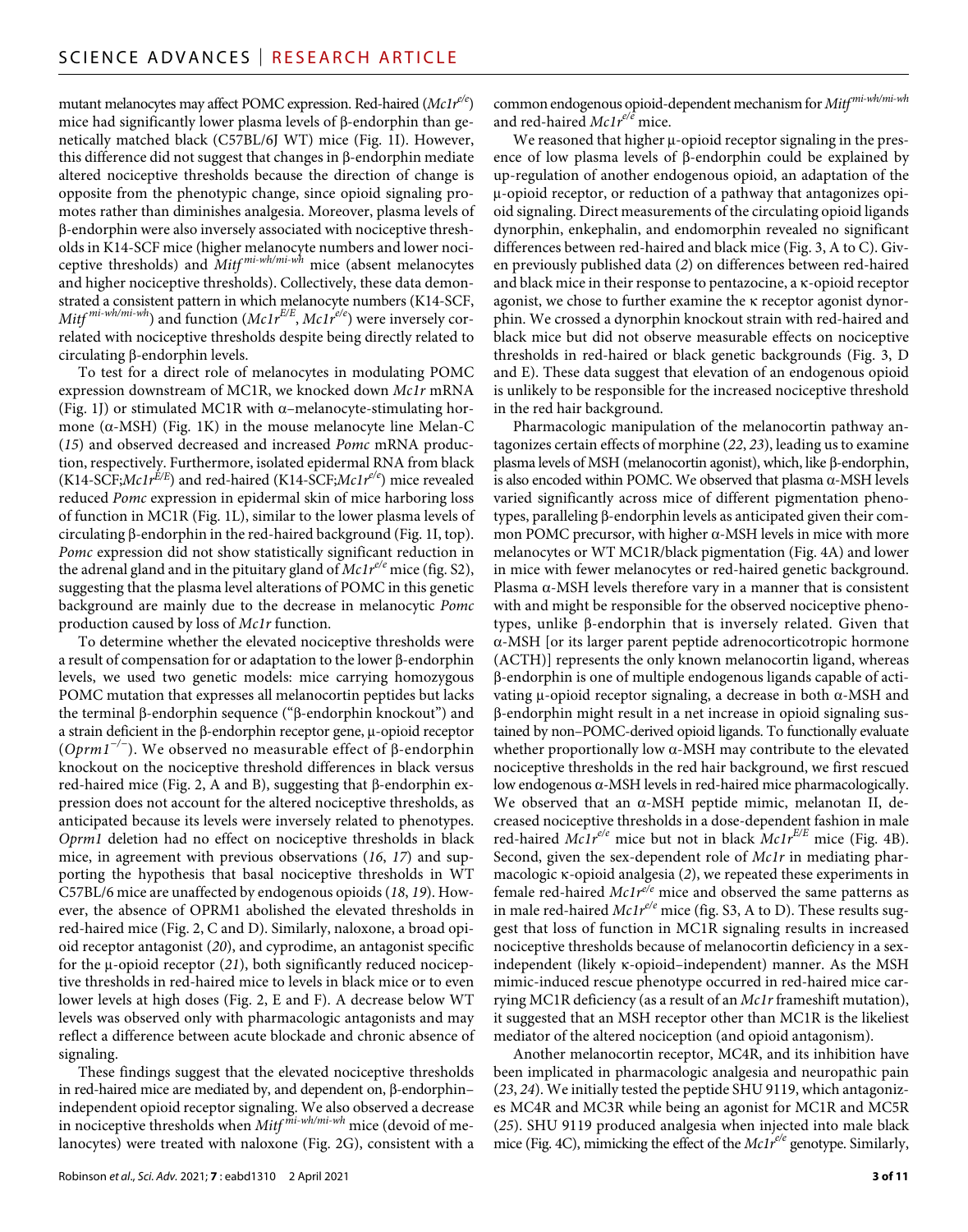mutant melanocytes may affect POMC expression. Red-haired ($Mc1r^{e/e}$) mice had significantly lower plasma levels of β-endorphin than genetically matched black (C57BL/6J WT) mice (Fig. 1I). However, this difference did not suggest that changes in β-endorphin mediate altered nociceptive thresholds because the direction of change is opposite from the phenotypic change, since opioid signaling promotes rather than diminishes analgesia. Moreover, plasma levels of β-endorphin were also inversely associated with nociceptive thresholds in K14-SCF mice (higher melanocyte numbers and lower nociceptive thresholds) and $Mitf^{mi\text{-}wh/mi\text{-}wh}$ mice (absent melanocytes and higher nociceptive thresholds). Collectively, these data demonstrated a consistent pattern in which melanocyte numbers (K14-SCF, $Mitf^{mi\text{-}wh/mi\text{-}wh}$) and function ($Mc1r^{E/E}$, $Mc1r^{e/e}$) were inversely correlated with nociceptive thresholds despite being directly related to circulating β-endorphin levels.

To test for a direct role of melanocytes in modulating POMC expression downstream of MC1R, we knocked down *Mc1r* mRNA (Fig. 1J) or stimulated MC1R with α–melanocyte-stimulating hormone (α-MSH) (Fig. 1K) in the mouse melanocyte line Melan-C (*15*) and observed decreased and increased *Pomc* mRNA production, respectively. Furthermore, isolated epidermal RNA from black (K14-SCF;$Mc1r^{E/E}$) and red-haired (K14-SCF;$Mc1r^{e/e}$) mice revealed reduced *Pomc* expression in epidermal skin of mice harboring loss of function in MC1R (Fig. 1L), similar to the lower plasma levels of circulating β-endorphin in the red-haired background (Fig. 1I, top). *Pomc* expression did not show statistically significant reduction in the adrenal gland and in the pituitary gland of $Mc1r^{e/e}$ mice (fig. S2), suggesting that the plasma level alterations of POMC in this genetic background are mainly due to the decrease in melanocytic *Pomc* production caused by loss of *Mc1r* function.

To determine whether the elevated nociceptive thresholds were a result of compensation for or adaptation to the lower β-endorphin levels, we used two genetic models: mice carrying homozygous POMC mutation that expresses all melanocortin peptides but lacks the terminal β-endorphin sequence ("β-endorphin knockout") and a strain deficient in the β-endorphin receptor gene, μ-opioid receptor ($Oprm1^{-/-}$). We observed no measurable effect of β-endorphin knockout on the nociceptive threshold differences in black versus red-haired mice (Fig. 2, A and B), suggesting that β-endorphin expression does not account for the altered nociceptive thresholds, as anticipated because its levels were inversely related to phenotypes. *Oprm1* deletion had no effect on nociceptive thresholds in black mice, in agreement with previous observations (*16*, *17*) and supporting the hypothesis that basal nociceptive thresholds in WT C57BL/6 mice are unaffected by endogenous opioids (*18*, *19*). However, the absence of OPRM1 abolished the elevated thresholds in red-haired mice (Fig. 2, C and D). Similarly, naloxone, a broad opioid receptor antagonist (*20*), and cyprodime, an antagonist specific for the μ-opioid receptor (*21*), both significantly reduced nociceptive thresholds in red-haired mice to levels in black mice or to even lower levels at high doses (Fig. 2, E and F). A decrease below WT levels was observed only with pharmacologic antagonists and may reflect a difference between acute blockade and chronic absence of signaling.

These findings suggest that the elevated nociceptive thresholds in red-haired mice are mediated by, and dependent on, β-endorphin–independent opioid receptor signaling. We also observed a decrease in nociceptive thresholds when $Mitf^{mi\text{-}wh/mi\text{-}wh}$ mice (devoid of melanocytes) were treated with naloxone (Fig. 2G), consistent with a common endogenous opioid-dependent mechanism for $Mitf^{mi\text{-}wh/mi\text{-}wh}$ and red-haired $Mc1r^{e/e}$ mice.

We reasoned that higher μ-opioid receptor signaling in the presence of low plasma levels of β-endorphin could be explained by up-regulation of another endogenous opioid, an adaptation of the μ-opioid receptor, or reduction of a pathway that antagonizes opioid signaling. Direct measurements of the circulating opioid ligands dynorphin, enkephalin, and endomorphin revealed no significant differences between red-haired and black mice (Fig. 3, A to C). Given previously published data (*2*) on differences between red-haired and black mice in their response to pentazocine, a κ-opioid receptor agonist, we chose to further examine the κ receptor agonist dynorphin. We crossed a dynorphin knockout strain with red-haired and black mice but did not observe measurable effects on nociceptive thresholds in red-haired or black genetic backgrounds (Fig. 3, D and E). These data suggest that elevation of an endogenous opioid is unlikely to be responsible for the increased nociceptive threshold in the red hair background.

Pharmacologic manipulation of the melanocortin pathway antagonizes certain effects of morphine (*22*, *23*), leading us to examine plasma levels of MSH (melanocortin agonist), which, like β-endorphin, is also encoded within POMC. We observed that plasma α-MSH levels varied significantly across mice of different pigmentation phenotypes, paralleling β-endorphin levels as anticipated given their common POMC precursor, with higher α-MSH levels in mice with more melanocytes or WT MC1R/black pigmentation (Fig. 4A) and lower in mice with fewer melanocytes or red-haired genetic background. Plasma α-MSH levels therefore vary in a manner that is consistent with and might be responsible for the observed nociceptive phenotypes, unlike β-endorphin that is inversely related. Given that α-MSH [or its larger parent peptide adrenocorticotropic hormone (ACTH)] represents the only known melanocortin ligand, whereas β-endorphin is one of multiple endogenous ligands capable of activating μ-opioid receptor signaling, a decrease in both α-MSH and β-endorphin might result in a net increase in opioid signaling sustained by non–POMC-derived opioid ligands. To functionally evaluate whether proportionally low α-MSH may contribute to the elevated nociceptive thresholds in the red hair background, we first rescued low endogenous α-MSH levels in red-haired mice pharmacologically. We observed that an α-MSH peptide mimic, melanotan II, decreased nociceptive thresholds in a dose-dependent fashion in male red-haired $Mc1r^{e/e}$ mice but not in black $Mc1r^{E/E}$ mice (Fig. 4B). Second, given the sex-dependent role of *Mc1r* in mediating pharmacologic κ-opioid analgesia (*2*), we repeated these experiments in female red-haired $Mc1r^{e/e}$ mice and observed the same patterns as in male red-haired $Mc1r^{e/e}$ mice (fig. S3, A to D). These results suggest that loss of function in MC1R signaling results in increased nociceptive thresholds because of melanocortin deficiency in a sex-independent (likely κ-opioid–independent) manner. As the MSH mimic-induced rescue phenotype occurred in red-haired mice carrying MC1R deficiency (as a result of an *Mc1r* frameshift mutation), it suggested that an MSH receptor other than MC1R is the likeliest mediator of the altered nociception (and opioid antagonism).

Another melanocortin receptor, MC4R, and its inhibition have been implicated in pharmacologic analgesia and neuropathic pain (*23*, *24*). We initially tested the peptide SHU 9119, which antagonizes MC4R and MC3R while being an agonist for MC1R and MC5R (*25*). SHU 9119 produced analgesia when injected into male black mice (Fig. 4C), mimicking the effect of the $Mc1r^{e/e}$ genotype. Similarly,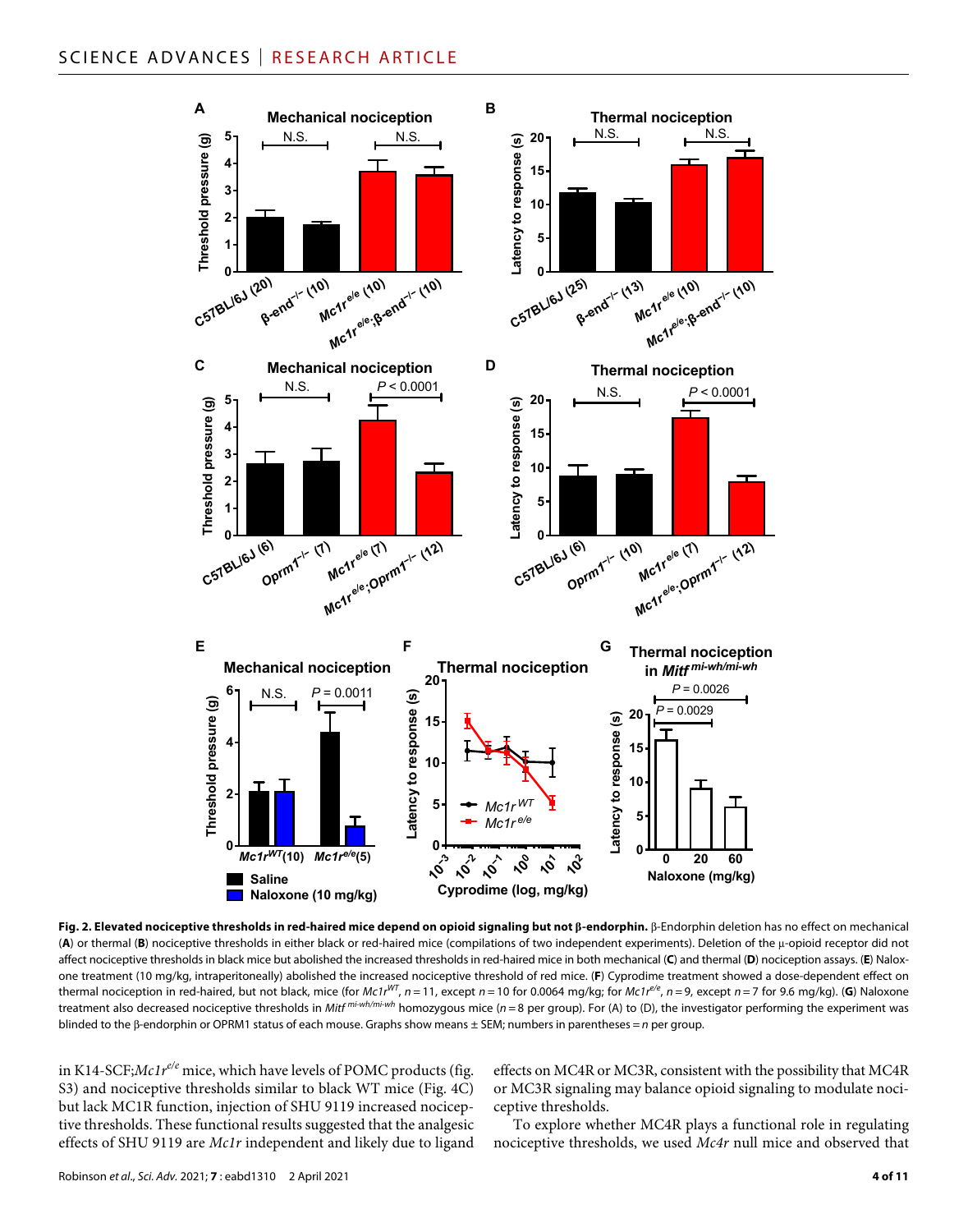**Fig. 2. Elevated nociceptive thresholds in red-haired mice depend on opioid signaling but not β-endorphin.** β-Endorphin deletion has no effect on mechanical (**A**) or thermal (**B**) nociceptive thresholds in either black or red-haired mice (compilations of two independent experiments). Deletion of the μ-opioid receptor did not affect nociceptive thresholds in black mice but abolished the increased thresholds in red-haired mice in both mechanical (**C**) and thermal (**D**) nociception assays. (**E**) Naloxone treatment (10 mg/kg, intraperitoneally) abolished the increased nociceptive threshold of red mice. (**F**) Cyprodime treatment showed a dose-dependent effect on thermal nociception in red-haired, but not black, mice (for *Mc1r*$^{WT}$, $n = 11$, except $n = 10$ for 0.0064 mg/kg; for *Mc1r*$^{e/e}$, $n = 9$, except $n = 7$ for 9.6 mg/kg). (**G**) Naloxone treatment also decreased nociceptive thresholds in *Mitf*$^{mi\text{-}wh/mi\text{-}wh}$ homozygous mice ($n = 8$ per group). For (A) to (D), the investigator performing the experiment was blinded to the β-endorphin or OPRM1 status of each mouse. Graphs show means ± SEM; numbers in parentheses = $n$ per group.

in K14-SCF;*Mc1r*$^{e/e}$ mice, which have levels of POMC products (fig. S3) and nociceptive thresholds similar to black WT mice (Fig. 4C) but lack MC1R function, injection of SHU 9119 increased nociceptive thresholds. These functional results suggested that the analgesic effects of SHU 9119 are *Mc1r* independent and likely due to ligand effects on MC4R or MC3R, consistent with the possibility that MC4R or MC3R signaling may balance opioid signaling to modulate nociceptive thresholds.

To explore whether MC4R plays a functional role in regulating nociceptive thresholds, we used *Mc4r* null mice and observed that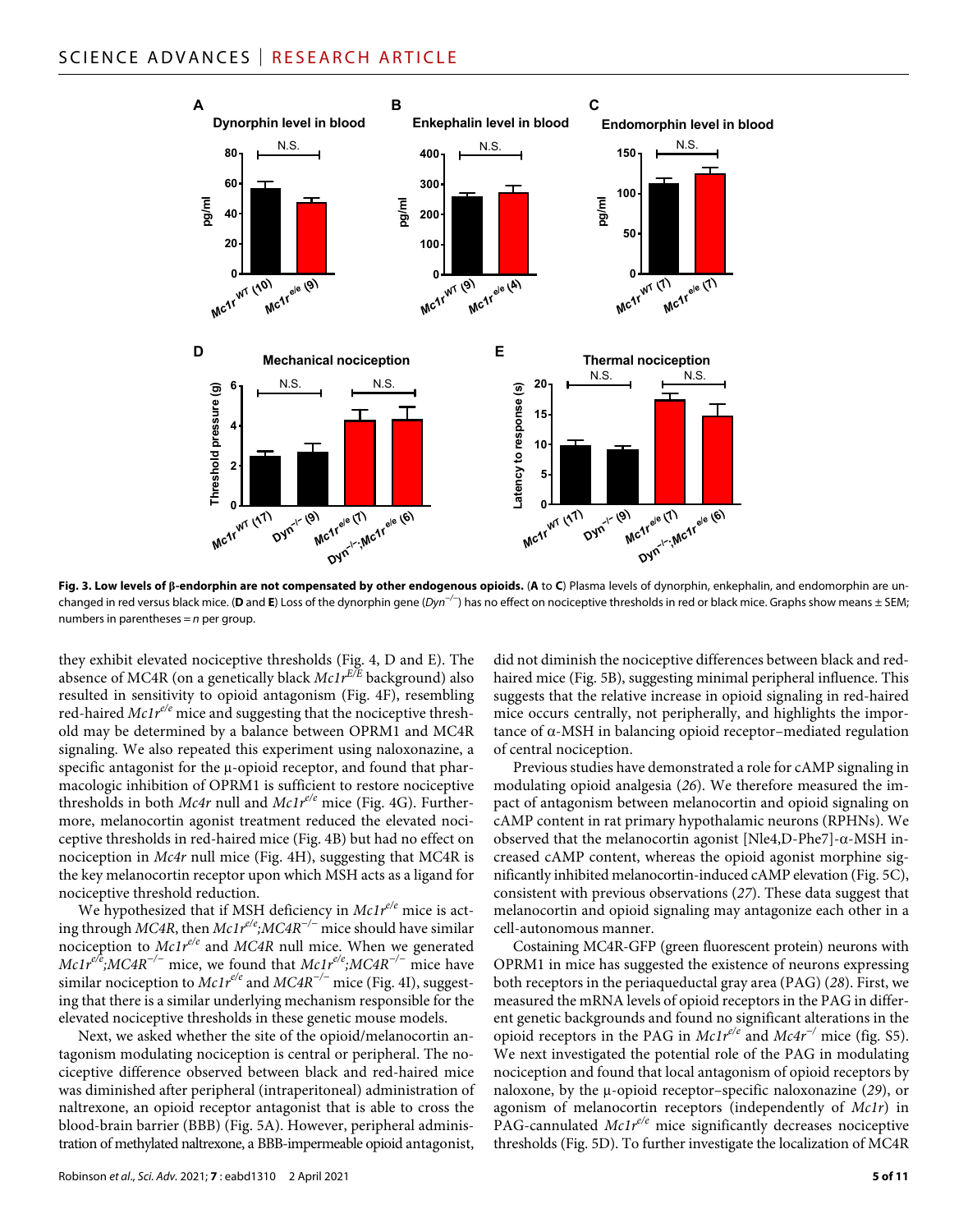**Fig. 3. Low levels of β-endorphin are not compensated by other endogenous opioids.** (**A** to **C**) Plasma levels of dynorphin, enkephalin, and endomorphin are unchanged in red versus black mice. (**D** and **E**) Loss of the dynorphin gene (*Dyn*$^{-/-}$) has no effect on nociceptive thresholds in red or black mice. Graphs show means ± SEM; numbers in parentheses = *n* per group.

they exhibit elevated nociceptive thresholds (Fig. 4, D and E). The absence of MC4R (on a genetically black *Mc1r*$^{E/E}$ background) also resulted in sensitivity to opioid antagonism (Fig. 4F), resembling red-haired *Mc1r*$^{e/e}$ mice and suggesting that the nociceptive threshold may be determined by a balance between OPRM1 and MC4R signaling. We also repeated this experiment using naloxonazine, a specific antagonist for the μ-opioid receptor, and found that pharmacologic inhibition of OPRM1 is sufficient to restore nociceptive thresholds in both *Mc4r* null and *Mc1r*$^{e/e}$ mice (Fig. 4G). Furthermore, melanocortin agonist treatment reduced the elevated nociceptive thresholds in red-haired mice (Fig. 4B) but had no effect on nociception in *Mc4r* null mice (Fig. 4H), suggesting that MC4R is the key melanocortin receptor upon which MSH acts as a ligand for nociceptive threshold reduction.

We hypothesized that if MSH deficiency in *Mc1r*$^{e/e}$ mice is acting through *MC4R*, then *Mc1r*$^{e/e}$;*MC4R*$^{-/-}$ mice should have similar nociception to *Mc1r*$^{e/e}$ and *MC4R* null mice. When we generated *Mc1r*$^{e/e}$;*MC4R*$^{-/-}$ mice, we found that *Mc1r*$^{e/e}$;*MC4R*$^{-/-}$ mice have similar nociception to *Mc1r*$^{e/e}$ and *MC4R*$^{-/-}$ mice (Fig. 4I), suggesting that there is a similar underlying mechanism responsible for the elevated nociceptive thresholds in these genetic mouse models.

Next, we asked whether the site of the opioid/melanocortin antagonism modulating nociception is central or peripheral. The nociceptive difference observed between black and red-haired mice was diminished after peripheral (intraperitoneal) administration of naltrexone, an opioid receptor antagonist that is able to cross the blood-brain barrier (BBB) (Fig. 5A). However, peripheral administration of methylated naltrexone, a BBB-impermeable opioid antagonist, did not diminish the nociceptive differences between black and red-haired mice (Fig. 5B), suggesting minimal peripheral influence. This suggests that the relative increase in opioid signaling in red-haired mice occurs centrally, not peripherally, and highlights the importance of α-MSH in balancing opioid receptor–mediated regulation of central nociception.

Previous studies have demonstrated a role for cAMP signaling in modulating opioid analgesia (*26*). We therefore measured the impact of antagonism between melanocortin and opioid signaling on cAMP content in rat primary hypothalamic neurons (RPHNs). We observed that the melanocortin agonist [Nle4,D-Phe7]-α-MSH increased cAMP content, whereas the opioid agonist morphine significantly inhibited melanocortin-induced cAMP elevation (Fig. 5C), consistent with previous observations (*27*). These data suggest that melanocortin and opioid signaling may antagonize each other in a cell-autonomous manner.

Costaining MC4R-GFP (green fluorescent protein) neurons with OPRM1 in mice has suggested the existence of neurons expressing both receptors in the periaqueductal gray area (PAG) (*28*). First, we measured the mRNA levels of opioid receptors in the PAG in different genetic backgrounds and found no significant alterations in the opioid receptors in the PAG in *Mc1r*$^{e/e}$ and *Mc4r*$^{-/}$ mice (fig. S5). We next investigated the potential role of the PAG in modulating nociception and found that local antagonism of opioid receptors by naloxone, by the μ-opioid receptor–specific naloxonazine (*29*), or agonism of melanocortin receptors (independently of *Mc1r*) in PAG-cannulated *Mc1r*$^{e/e}$ mice significantly decreases nociceptive thresholds (Fig. 5D). To further investigate the localization of MC4R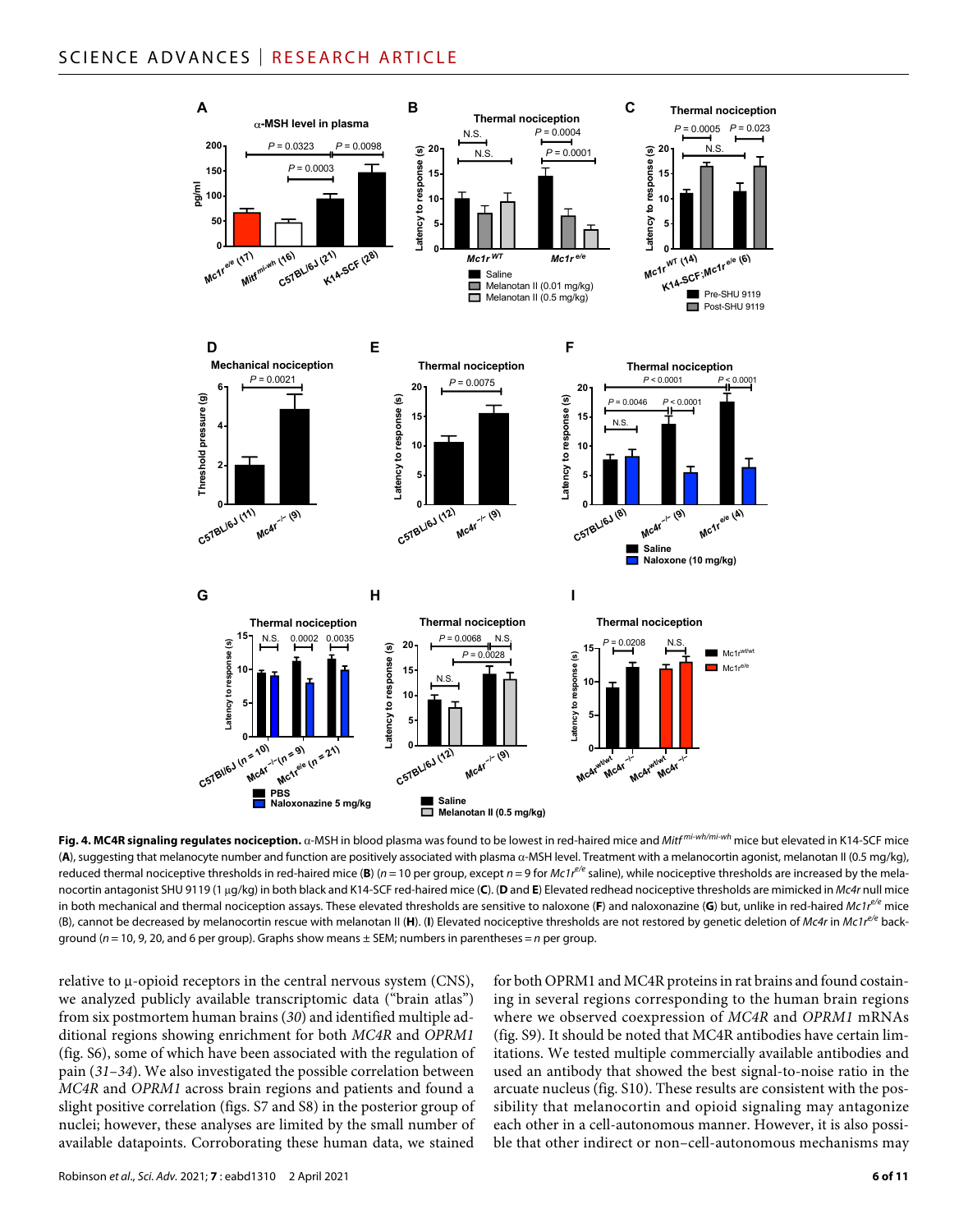**Fig. 4. MC4R signaling regulates nociception.** α-MSH in blood plasma was found to be lowest in red-haired mice and *Mitf* $^{mi\text{-}wh/mi\text{-}wh}$ mice but elevated in K14-SCF mice (**A**), suggesting that melanocyte number and function are positively associated with plasma α-MSH level. Treatment with a melanocortin agonist, melanotan II (0.5 mg/kg), reduced thermal nociceptive thresholds in red-haired mice (**B**) ($n$ = 10 per group, except $n$ = 9 for *Mc1r* $^{e/e}$ saline), while nociceptive thresholds are increased by the melanocortin antagonist SHU 9119 (1 μg/kg) in both black and K14-SCF red-haired mice (**C**). (**D** and **E**) Elevated redhead nociceptive thresholds are mimicked in *Mc4r* null mice in both mechanical and thermal nociception assays. These elevated thresholds are sensitive to naloxone (**F**) and naloxonazine (**G**) but, unlike in red-haired *Mc1r* $^{e/e}$ mice (B), cannot be decreased by melanocortin rescue with melanotan II (**H**). (**I**) Elevated nociceptive thresholds are not restored by genetic deletion of *Mc4r* in *Mc1r* $^{e/e}$ background ($n$ = 10, 9, 20, and 6 per group). Graphs show means ± SEM; numbers in parentheses = $n$ per group.

relative to μ-opioid receptors in the central nervous system (CNS), we analyzed publicly available transcriptomic data ("brain atlas") from six postmortem human brains (*30*) and identified multiple additional regions showing enrichment for both *MC4R* and *OPRM1* (fig. S6), some of which have been associated with the regulation of pain (*31*–*34*). We also investigated the possible correlation between *MC4R* and *OPRM1* across brain regions and patients and found a slight positive correlation (figs. S7 and S8) in the posterior group of nuclei; however, these analyses are limited by the small number of available datapoints. Corroborating these human data, we stained for both OPRM1 and MC4R proteins in rat brains and found costaining in several regions corresponding to the human brain regions where we observed coexpression of *MC4R* and *OPRM1* mRNAs (fig. S9). It should be noted that MC4R antibodies have certain limitations. We tested multiple commercially available antibodies and used an antibody that showed the best signal-to-noise ratio in the arcuate nucleus (fig. S10). These results are consistent with the possibility that melanocortin and opioid signaling may antagonize each other in a cell-autonomous manner. However, it is also possible that other indirect or non–cell-autonomous mechanisms may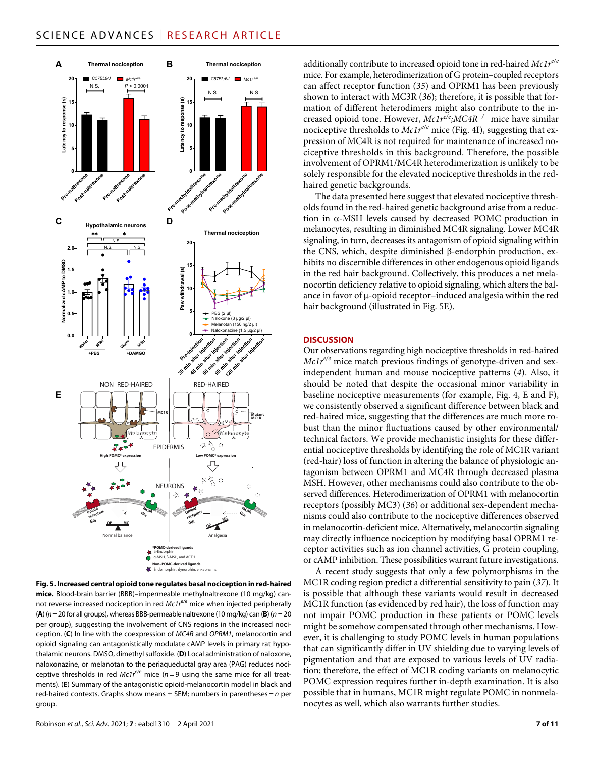additionally contribute to increased opioid tone in red-haired $Mc1r^{e/e}$ mice. For example, heterodimerization of G protein–coupled receptors can affect receptor function (35) and OPRM1 has been previously shown to interact with MC3R (36); therefore, it is possible that formation of different heterodimers might also contribute to the increased opioid tone. However, $Mc1r^{e/e}$;$MC4R^{-/-}$ mice have similar nociceptive thresholds to $Mc1r^{e/e}$ mice (Fig. 4I), suggesting that expression of MC4R is not required for maintenance of increased nociceptive thresholds in this background. Therefore, the possible involvement of OPRM1/MC4R heterodimerization is unlikely to be solely responsible for the elevated nociceptive thresholds in the red-haired genetic backgrounds.

The data presented here suggest that elevated nociceptive thresholds found in the red-haired genetic background arise from a reduction in α-MSH levels caused by decreased POMC production in melanocytes, resulting in diminished MC4R signaling. Lower MC4R signaling, in turn, decreases its antagonism of opioid signaling within the CNS, which, despite diminished β-endorphin production, exhibits no discernible differences in other endogenous opioid ligands in the red hair background. Collectively, this produces a net melanocortin deficiency relative to opioid signaling, which alters the balance in favor of μ-opioid receptor–induced analgesia within the red hair background (illustrated in Fig. 5E).

**Fig. 5. Increased central opioid tone regulates basal nociception in red-haired mice.** Blood-brain barrier (BBB)–impermeable methylnaltrexone (10 mg/kg) cannot reverse increased nociception in red $Mc1r^{e/e}$ mice when injected peripherally (**A**) ($n = 20$ for all groups), whereas BBB-permeable naltrexone (10 mg/kg) can (**B**) ($n = 20$ per group), suggesting the involvement of CNS regions in the increased nociception. (**C**) In line with the coexpression of *MC4R* and *OPRM1*, melanocortin and opioid signaling can antagonistically modulate cAMP levels in primary rat hypothalamic neurons. DMSO, dimethyl sulfoxide. (**D**) Local administration of naloxone, naloxonazine, or melanotan to the periaqueductal gray area (PAG) reduces nociceptive thresholds in red $Mc1r^{e/e}$ mice ($n = 9$ using the same mice for all treatments). (**E**) Summary of the antagonistic opioid-melanocortin model in black and red-haired contexts. Graphs show means ± SEM; numbers in parentheses = $n$ per group.

## DISCUSSION

Our observations regarding high nociceptive thresholds in red-haired $Mc1r^{e/e}$ mice match previous findings of genotype-driven and sex-independent human and mouse nociceptive patterns (4). Also, it should be noted that despite the occasional minor variability in baseline nociceptive measurements (for example, Fig. 4, E and F), we consistently observed a significant difference between black and red-haired mice, suggesting that the differences are much more robust than the minor fluctuations caused by other environmental/technical factors. We provide mechanistic insights for these differential nociceptive thresholds by identifying the role of MC1R variant (red-hair) loss of function in altering the balance of physiologic antagonism between OPRM1 and MC4R through decreased plasma MSH. However, other mechanisms could also contribute to the observed differences. Heterodimerization of OPRM1 with melanocortin receptors (possibly MC3) (36) or additional sex-dependent mechanisms could also contribute to the nociceptive differences observed in melanocortin-deficient mice. Alternatively, melanocortin signaling may directly influence nociception by modifying basal OPRM1 receptor activities such as ion channel activities, G protein coupling, or cAMP inhibition. These possibilities warrant future investigations.

A recent study suggests that only a few polymorphisms in the MC1R coding region predict a differential sensitivity to pain (37). It is possible that although these variants would result in decreased MC1R function (as evidenced by red hair), the loss of function may not impair POMC production in these patients or POMC levels might be somehow compensated through other mechanisms. However, it is challenging to study POMC levels in human populations that can significantly differ in UV shielding due to varying levels of pigmentation and that are exposed to various levels of UV radiation; therefore, the effect of MC1R coding variants on melanocytic POMC expression requires further in-depth examination. It is also possible that in humans, MC1R might regulate POMC in nonmelanocytes as well, which also warrants further studies.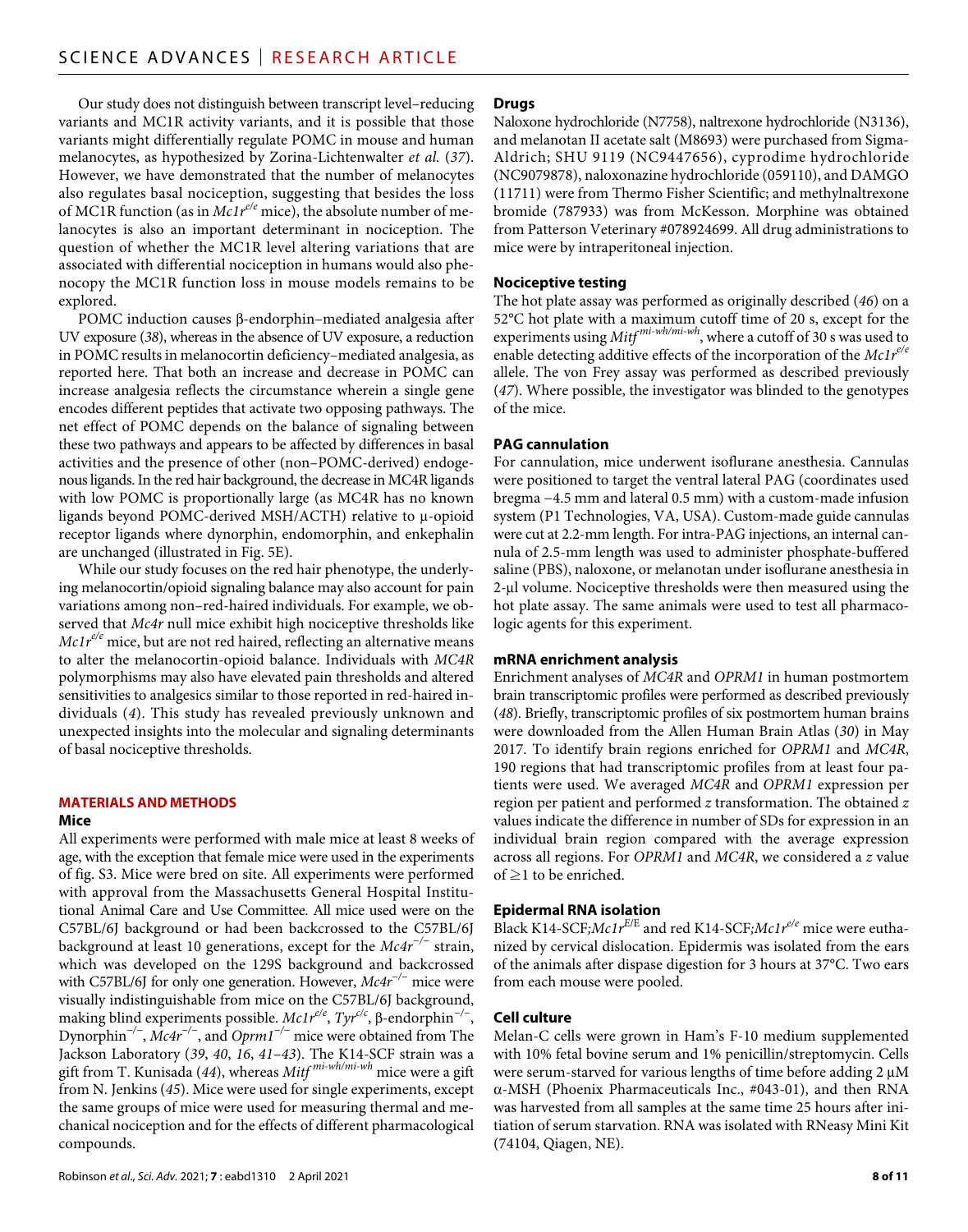Our study does not distinguish between transcript level–reducing variants and MC1R activity variants, and it is possible that those variants might differentially regulate POMC in mouse and human melanocytes, as hypothesized by Zorina-Lichtenwalter *et al.* (*37*). However, we have demonstrated that the number of melanocytes also regulates basal nociception, suggesting that besides the loss of MC1R function (as in *Mc1r*$^{e/e}$ mice), the absolute number of melanocytes is also an important determinant in nociception. The question of whether the MC1R level altering variations that are associated with differential nociception in humans would also phenocopy the MC1R function loss in mouse models remains to be explored.

POMC induction causes β-endorphin–mediated analgesia after UV exposure (*38*), whereas in the absence of UV exposure, a reduction in POMC results in melanocortin deficiency–mediated analgesia, as reported here. That both an increase and decrease in POMC can increase analgesia reflects the circumstance wherein a single gene encodes different peptides that activate two opposing pathways. The net effect of POMC depends on the balance of signaling between these two pathways and appears to be affected by differences in basal activities and the presence of other (non–POMC-derived) endogenous ligands. In the red hair background, the decrease in MC4R ligands with low POMC is proportionally large (as MC4R has no known ligands beyond POMC-derived MSH/ACTH) relative to μ-opioid receptor ligands where dynorphin, endomorphin, and enkephalin are unchanged (illustrated in Fig. 5E).

While our study focuses on the red hair phenotype, the underlying melanocortin/opioid signaling balance may also account for pain variations among non–red-haired individuals. For example, we observed that *Mc4r* null mice exhibit high nociceptive thresholds like *Mc1r*$^{e/e}$ mice, but are not red haired, reflecting an alternative means to alter the melanocortin-opioid balance. Individuals with *MC4R* polymorphisms may also have elevated pain thresholds and altered sensitivities to analgesics similar to those reported in red-haired individuals (*4*). This study has revealed previously unknown and unexpected insights into the molecular and signaling determinants of basal nociceptive thresholds.

## MATERIALS AND METHODS

### Mice

All experiments were performed with male mice at least 8 weeks of age, with the exception that female mice were used in the experiments of fig. S3. Mice were bred on site. All experiments were performed with approval from the Massachusetts General Hospital Institutional Animal Care and Use Committee. All mice used were on the C57BL/6J background or had been backcrossed to the C57BL/6J background at least 10 generations, except for the *Mc4r*$^{-/-}$ strain, which was developed on the 129S background and backcrossed with C57BL/6J for only one generation. However, *Mc4r*$^{-/-}$ mice were visually indistinguishable from mice on the C57BL/6J background, making blind experiments possible. *Mc1r*$^{e/e}$, *Tyr*$^{c/c}$, β-endorphin$^{-/-}$, Dynorphin$^{-/-}$, *Mc4r*$^{-/-}$, and *Oprm1*$^{-/-}$ mice were obtained from The Jackson Laboratory (*39*, *40*, *16*, *41*–*43*). The K14-SCF strain was a gift from T. Kunisada (*44*), whereas *Mitf*$^{mi\text{-}wh/mi\text{-}wh}$ mice were a gift from N. Jenkins (*45*). Mice were used for single experiments, except the same groups of mice were used for measuring thermal and mechanical nociception and for the effects of different pharmacological compounds.

### Drugs

Naloxone hydrochloride (N7758), naltrexone hydrochloride (N3136), and melanotan II acetate salt (M8693) were purchased from Sigma-Aldrich; SHU 9119 (NC9447656), cyprodime hydrochloride (NC9079878), naloxonazine hydrochloride (059110), and DAMGO (11711) were from Thermo Fisher Scientific; and methylnaltrexone bromide (787933) was from McKesson. Morphine was obtained from Patterson Veterinary #078924699. All drug administrations to mice were by intraperitoneal injection.

### Nociceptive testing

The hot plate assay was performed as originally described (*46*) on a 52°C hot plate with a maximum cutoff time of 20 s, except for the experiments using *Mitf*$^{mi\text{-}wh/mi\text{-}wh}$, where a cutoff of 30 s was used to enable detecting additive effects of the incorporation of the *Mc1r*$^{e/e}$ allele. The von Frey assay was performed as described previously (*47*). Where possible, the investigator was blinded to the genotypes of the mice.

### PAG cannulation

For cannulation, mice underwent isoflurane anesthesia. Cannulas were positioned to target the ventral lateral PAG (coordinates used bregma −4.5 mm and lateral 0.5 mm) with a custom-made infusion system (P1 Technologies, VA, USA). Custom-made guide cannulas were cut at 2.2-mm length. For intra-PAG injections, an internal cannula of 2.5-mm length was used to administer phosphate-buffered saline (PBS), naloxone, or melanotan under isoflurane anesthesia in 2-μl volume. Nociceptive thresholds were then measured using the hot plate assay. The same animals were used to test all pharmacologic agents for this experiment.

### mRNA enrichment analysis

Enrichment analyses of *MC4R* and *OPRM1* in human postmortem brain transcriptomic profiles were performed as described previously (*48*). Briefly, transcriptomic profiles of six postmortem human brains were downloaded from the Allen Human Brain Atlas (*30*) in May 2017. To identify brain regions enriched for *OPRM1* and *MC4R*, 190 regions that had transcriptomic profiles from at least four patients were used. We averaged *MC4R* and *OPRM1* expression per region per patient and performed *z* transformation. The obtained *z* values indicate the difference in number of SDs for expression in an individual brain region compared with the average expression across all regions. For *OPRM1* and *MC4R*, we considered a *z* value of ≥1 to be enriched.

### Epidermal RNA isolation

Black K14-SCF;*Mc1r*$^{E/E}$ and red K14-SCF;*Mc1r*$^{e/e}$ mice were euthanized by cervical dislocation. Epidermis was isolated from the ears of the animals after dispase digestion for 3 hours at 37°C. Two ears from each mouse were pooled.

### Cell culture

Melan-C cells were grown in Ham's F-10 medium supplemented with 10% fetal bovine serum and 1% penicillin/streptomycin. Cells were serum-starved for various lengths of time before adding 2 μM α-MSH (Phoenix Pharmaceuticals Inc., #043-01), and then RNA was harvested from all samples at the same time 25 hours after initiation of serum starvation. RNA was isolated with RNeasy Mini Kit (74104, Qiagen, NE).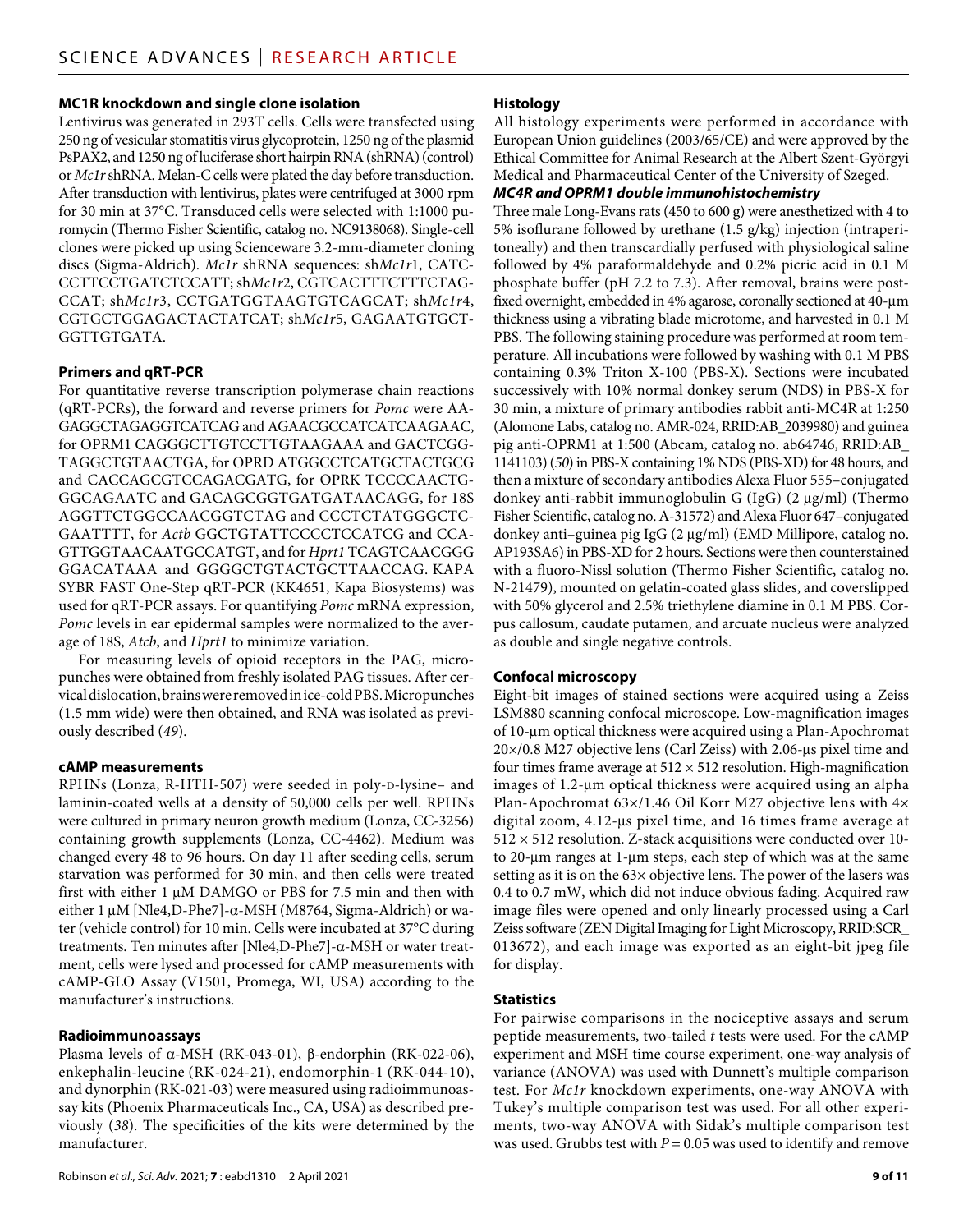### MC1R knockdown and single clone isolation

Lentivirus was generated in 293T cells. Cells were transfected using 250 ng of vesicular stomatitis virus glycoprotein, 1250 ng of the plasmid PsPAX2, and 1250 ng of luciferase short hairpin RNA (shRNA) (control) or *Mc1r* shRNA. Melan-C cells were plated the day before transduction. After transduction with lentivirus, plates were centrifuged at 3000 rpm for 30 min at 37°C. Transduced cells were selected with 1:1000 puromycin (Thermo Fisher Scientific, catalog no. NC9138068). Single-cell clones were picked up using Scienceware 3.2-mm-diameter cloning discs (Sigma-Aldrich). *Mc1r* shRNA sequences: sh*Mc1r*1, CATCCCTTCCTGATCTCCATT; sh*Mc1r*2, CGTCACTTTCTTTCTAGCCAT; sh*Mc1r*3, CCTGATGGTAAGTGTCAGCAT; sh*Mc1r*4, CGTGCTGGAGACTACTATCAT; sh*Mc1r*5, GAGAATGTGCTGGTTGTGATA.

### Primers and qRT-PCR

For quantitative reverse transcription polymerase chain reactions (qRT-PCRs), the forward and reverse primers for *Pomc* were AAGAGGCTAGAGGTCATCAG and AGAACGCCATCATCAAGAAC, for OPRM1 CAGGGCTTGTCCTTGTAAGAAA and GACTCGGTAGGCTGTAACTGA, for OPRD ATGGCCTCATGCTACTGCG and CACCAGCGTCCAGACGATG, for OPRK TCCCCAACTGGGCAGAATC and GACAGCGGTGATGATAACAGG, for 18S AGGTTCTGGCCAACGGTCTAG and CCCTCTATGGGCTCGAATTTT, for *Actb* GGCTGTATTCCCCTCCATCG and CCAGTTGGTAACAATGCCATGT, and for *Hprt1* TCAGTCAACGGGGGACATAAA and GGGGCTGTACTGCTTAACCAG. KAPA SYBR FAST One-Step qRT-PCR (KK4651, Kapa Biosystems) was used for qRT-PCR assays. For quantifying *Pomc* mRNA expression, *Pomc* levels in ear epidermal samples were normalized to the average of 18S, *Atcb*, and *Hprt1* to minimize variation.

For measuring levels of opioid receptors in the PAG, micropunches were obtained from freshly isolated PAG tissues. After cervical dislocation, brains were removed in ice-cold PBS. Micropunches (1.5 mm wide) were then obtained, and RNA was isolated as previously described (*49*).

### cAMP measurements

RPHNs (Lonza, R-HTH-507) were seeded in poly-D-lysine– and laminin-coated wells at a density of 50,000 cells per well. RPHNs were cultured in primary neuron growth medium (Lonza, CC-3256) containing growth supplements (Lonza, CC-4462). Medium was changed every 48 to 96 hours. On day 11 after seeding cells, serum starvation was performed for 30 min, and then cells were treated first with either 1 μM DAMGO or PBS for 7.5 min and then with either 1 μM [Nle4,D-Phe7]-α-MSH (M8764, Sigma-Aldrich) or water (vehicle control) for 10 min. Cells were incubated at 37°C during treatments. Ten minutes after [Nle4,D-Phe7]-α-MSH or water treatment, cells were lysed and processed for cAMP measurements with cAMP-GLO Assay (V1501, Promega, WI, USA) according to the manufacturer's instructions.

### Radioimmunoassays

Plasma levels of α-MSH (RK-043-01), β-endorphin (RK-022-06), enkephalin-leucine (RK-024-21), endomorphin-1 (RK-044-10), and dynorphin (RK-021-03) were measured using radioimmunoassay kits (Phoenix Pharmaceuticals Inc., CA, USA) as described previously (*38*). The specificities of the kits were determined by the manufacturer.

### Histology

All histology experiments were performed in accordance with European Union guidelines (2003/65/CE) and were approved by the Ethical Committee for Animal Research at the Albert Szent-Györgyi Medical and Pharmaceutical Center of the University of Szeged.

#### *MC4R and OPRM1 double immunohistochemistry*

Three male Long-Evans rats (450 to 600 g) were anesthetized with 4 to 5% isoflurane followed by urethane (1.5 g/kg) injection (intraperitoneally) and then transcardially perfused with physiological saline followed by 4% paraformaldehyde and 0.2% picric acid in 0.1 M phosphate buffer (pH 7.2 to 7.3). After removal, brains were postfixed overnight, embedded in 4% agarose, coronally sectioned at 40-μm thickness using a vibrating blade microtome, and harvested in 0.1 M PBS. The following staining procedure was performed at room temperature. All incubations were followed by washing with 0.1 M PBS containing 0.3% Triton X-100 (PBS-X). Sections were incubated successively with 10% normal donkey serum (NDS) in PBS-X for 30 min, a mixture of primary antibodies rabbit anti-MC4R at 1:250 (Alomone Labs, catalog no. AMR-024, RRID:AB_2039980) and guinea pig anti-OPRM1 at 1:500 (Abcam, catalog no. ab64746, RRID:AB_1141103) (*50*) in PBS-X containing 1% NDS (PBS-XD) for 48 hours, and then a mixture of secondary antibodies Alexa Fluor 555–conjugated donkey anti-rabbit immunoglobulin G (IgG) (2 μg/ml) (Thermo Fisher Scientific, catalog no. A-31572) and Alexa Fluor 647–conjugated donkey anti–guinea pig IgG (2 μg/ml) (EMD Millipore, catalog no. AP193SA6) in PBS-XD for 2 hours. Sections were then counterstained with a fluoro-Nissl solution (Thermo Fisher Scientific, catalog no. N-21479), mounted on gelatin-coated glass slides, and coverslipped with 50% glycerol and 2.5% triethylene diamine in 0.1 M PBS. Corpus callosum, caudate putamen, and arcuate nucleus were analyzed as double and single negative controls.

### Confocal microscopy

Eight-bit images of stained sections were acquired using a Zeiss LSM880 scanning confocal microscope. Low-magnification images of 10-μm optical thickness were acquired using a Plan-Apochromat 20×/0.8 M27 objective lens (Carl Zeiss) with 2.06-μs pixel time and four times frame average at 512 × 512 resolution. High-magnification images of 1.2-μm optical thickness were acquired using an alpha Plan-Apochromat 63×/1.46 Oil Korr M27 objective lens with 4× digital zoom, 4.12-μs pixel time, and 16 times frame average at 512 × 512 resolution. Z-stack acquisitions were conducted over 10- to 20-μm ranges at 1-μm steps, each step of which was at the same setting as it is on the 63× objective lens. The power of the lasers was 0.4 to 0.7 mW, which did not induce obvious fading. Acquired raw image files were opened and only linearly processed using a Carl Zeiss software (ZEN Digital Imaging for Light Microscopy, RRID:SCR_013672), and each image was exported as an eight-bit jpeg file for display.

### Statistics

For pairwise comparisons in the nociceptive assays and serum peptide measurements, two-tailed *t* tests were used. For the cAMP experiment and MSH time course experiment, one-way analysis of variance (ANOVA) was used with Dunnett's multiple comparison test. For *Mc1r* knockdown experiments, one-way ANOVA with Tukey's multiple comparison test was used. For all other experiments, two-way ANOVA with Sidak's multiple comparison test was used. Grubbs test with $P = 0.05$ was used to identify and remove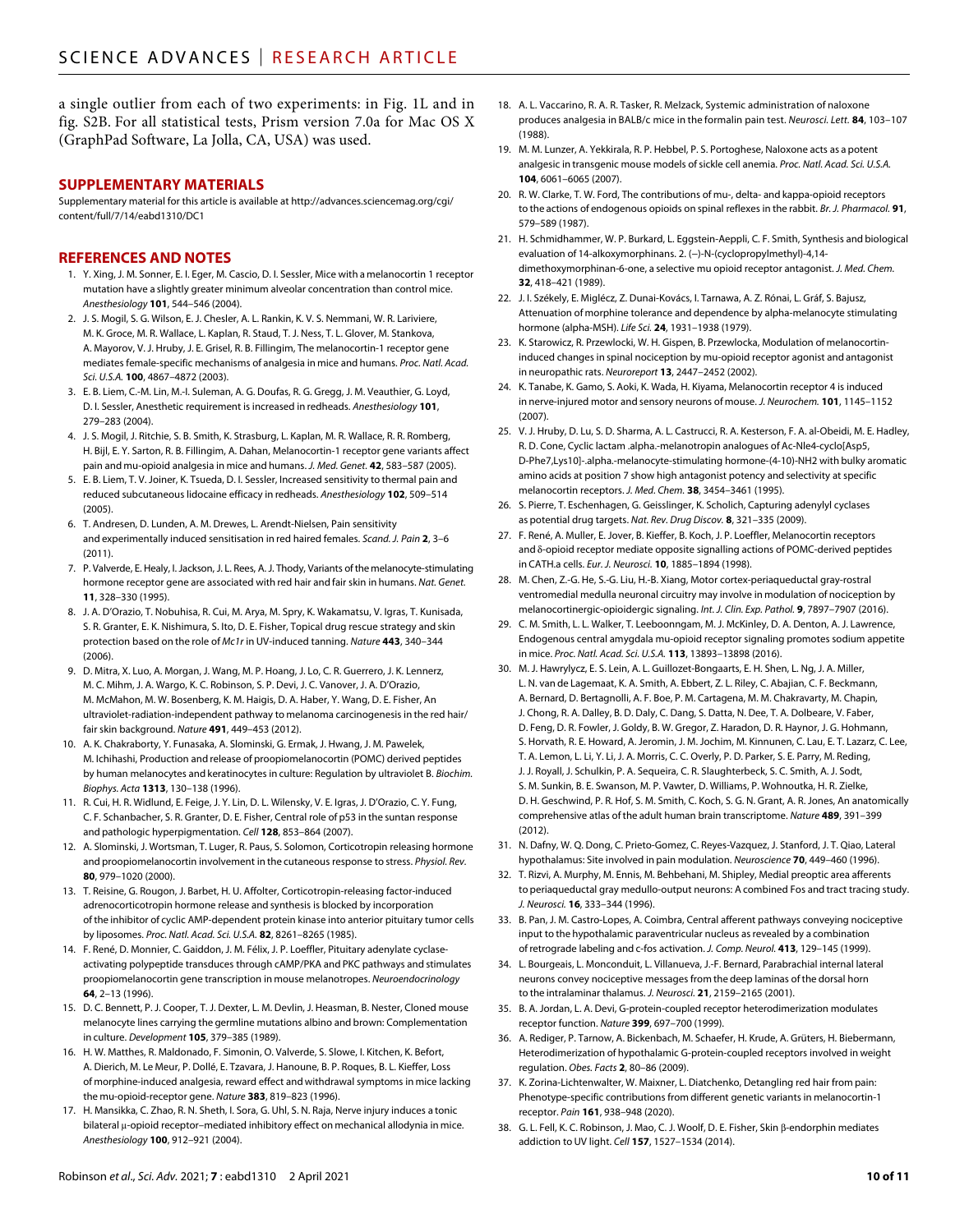a single outlier from each of two experiments: in Fig. 1L and in fig. S2B. For all statistical tests, Prism version 7.0a for Mac OS X (GraphPad Software, La Jolla, CA, USA) was used.

## SUPPLEMENTARY MATERIALS

Supplementary material for this article is available at http://advances.sciencemag.org/cgi/content/full/7/14/eabd1310/DC1

## REFERENCES AND NOTES

1. Y. Xing, J. M. Sonner, E. I. Eger, M. Cascio, D. I. Sessler, Mice with a melanocortin 1 receptor mutation have a slightly greater minimum alveolar concentration than control mice. *Anesthesiology* **101**, 544–546 (2004).
2. J. S. Mogil, S. G. Wilson, E. J. Chesler, A. L. Rankin, K. V. S. Nemmani, W. R. Lariviere, M. K. Groce, M. R. Wallace, L. Kaplan, R. Staud, T. J. Ness, T. L. Glover, M. Stankova, A. Mayorov, V. J. Hruby, J. E. Grisel, R. B. Fillingim, The melanocortin-1 receptor gene mediates female-specific mechanisms of analgesia in mice and humans. *Proc. Natl. Acad. Sci. U.S.A.* **100**, 4867–4872 (2003).
3. E. B. Liem, C.-M. Lin, M.-I. Suleman, A. G. Doufas, R. G. Gregg, J. M. Veauthier, G. Loyd, D. I. Sessler, Anesthetic requirement is increased in redheads. *Anesthesiology* **101**, 279–283 (2004).
4. J. S. Mogil, J. Ritchie, S. B. Smith, K. Strasburg, L. Kaplan, M. R. Wallace, R. R. Romberg, H. Bijl, E. Y. Sarton, R. B. Fillingim, A. Dahan, Melanocortin-1 receptor gene variants affect pain and mu-opioid analgesia in mice and humans. *J. Med. Genet.* **42**, 583–587 (2005).
5. E. B. Liem, T. V. Joiner, K. Tsueda, D. I. Sessler, Increased sensitivity to thermal pain and reduced subcutaneous lidocaine efficacy in redheads. *Anesthesiology* **102**, 509–514 (2005).
6. T. Andresen, D. Lunden, A. M. Drewes, L. Arendt-Nielsen, Pain sensitivity and experimentally induced sensitisation in red haired females. *Scand. J. Pain* **2**, 3–6 (2011).
7. P. Valverde, E. Healy, I. Jackson, J. L. Rees, A. J. Thody, Variants of the melanocyte-stimulating hormone receptor gene are associated with red hair and fair skin in humans. *Nat. Genet.* **11**, 328–330 (1995).
8. J. A. D'Orazio, T. Nobuhisa, R. Cui, M. Arya, M. Spry, K. Wakamatsu, V. Igras, T. Kunisada, S. R. Granter, E. K. Nishimura, S. Ito, D. E. Fisher, Topical drug rescue strategy and skin protection based on the role of *Mc1r* in UV-induced tanning. *Nature* **443**, 340–344 (2006).
9. D. Mitra, X. Luo, A. Morgan, J. Wang, M. P. Hoang, J. Lo, C. R. Guerrero, J. K. Lennerz, M. C. Mihm, J. A. Wargo, K. C. Robinson, S. P. Devi, J. C. Vanover, J. A. D'Orazio, M. McMahon, M. W. Bosenberg, K. M. Haigis, D. A. Haber, Y. Wang, D. E. Fisher, An ultraviolet-radiation-independent pathway to melanoma carcinogenesis in the red hair/fair skin background. *Nature* **491**, 449–453 (2012).
10. A. K. Chakraborty, Y. Funasaka, A. Slominski, G. Ermak, J. Hwang, J. M. Pawelek, M. Ichihashi, Production and release of proopiomelanocortin (POMC) derived peptides by human melanocytes and keratinocytes in culture: Regulation by ultraviolet B. *Biochim. Biophys. Acta* **1313**, 130–138 (1996).
11. R. Cui, H. R. Widlund, E. Feige, J. Y. Lin, D. L. Wilensky, V. E. Igras, J. D'Orazio, C. Y. Fung, C. F. Schanbacher, S. R. Granter, D. E. Fisher, Central role of p53 in the suntan response and pathologic hyperpigmentation. *Cell* **128**, 853–864 (2007).
12. A. Slominski, J. Wortsman, T. Luger, R. Paus, S. Solomon, Corticotropin releasing hormone and proopiomelanocortin involvement in the cutaneous response to stress. *Physiol. Rev.* **80**, 979–1020 (2000).
13. T. Reisine, G. Rougon, J. Barbet, H. U. Affolter, Corticotropin-releasing factor-induced adrenocorticotropin hormone release and synthesis is blocked by incorporation of the inhibitor of cyclic AMP-dependent protein kinase into anterior pituitary tumor cells by liposomes. *Proc. Natl. Acad. Sci. U.S.A.* **82**, 8261–8265 (1985).
14. F. René, D. Monnier, C. Gaiddon, J. M. Félix, J. P. Loeffler, Pituitary adenylate cyclase-activating polypeptide transduces through cAMP/PKA and PKC pathways and stimulates proopiomelanocortin gene transcription in mouse melanotropes. *Neuroendocrinology* **64**, 2–13 (1996).
15. D. C. Bennett, P. J. Cooper, T. J. Dexter, L. M. Devlin, J. Heasman, B. Nester, Cloned mouse melanocyte lines carrying the germline mutations albino and brown: Complementation in culture. *Development* **105**, 379–385 (1989).
16. H. W. Matthes, R. Maldonado, F. Simonin, O. Valverde, S. Slowe, I. Kitchen, K. Befort, A. Dierich, M. Le Meur, P. Dollé, E. Tzavara, J. Hanoune, B. P. Roques, B. L. Kieffer, Loss of morphine-induced analgesia, reward effect and withdrawal symptoms in mice lacking the mu-opioid-receptor gene. *Nature* **383**, 819–823 (1996).
17. H. Mansikka, C. Zhao, R. N. Sheth, I. Sora, G. Uhl, S. N. Raja, Nerve injury induces a tonic bilateral μ-opioid receptor–mediated inhibitory effect on mechanical allodynia in mice. *Anesthesiology* **100**, 912–921 (2004).
18. A. L. Vaccarino, R. A. R. Tasker, R. Melzack, Systemic administration of naloxone produces analgesia in BALB/c mice in the formalin pain test. *Neurosci. Lett.* **84**, 103–107 (1988).
19. M. M. Lunzer, A. Yekkirala, R. P. Hebbel, P. S. Portoghese, Naloxone acts as a potent analgesic in transgenic mouse models of sickle cell anemia. *Proc. Natl. Acad. Sci. U.S.A.* **104**, 6061–6065 (2007).
20. R. W. Clarke, T. W. Ford, The contributions of mu-, delta- and kappa-opioid receptors to the actions of endogenous opioids on spinal reflexes in the rabbit. *Br. J. Pharmacol.* **91**, 579–589 (1987).
21. H. Schmidhammer, W. P. Burkard, L. Eggstein-Aeppli, C. F. Smith, Synthesis and biological evaluation of 14-alkoxymorphinans. 2. (−)-N-(cyclopropylmethyl)-4,14-dimethoxymorphinan-6-one, a selective mu opioid receptor antagonist. *J. Med. Chem.* **32**, 418–421 (1989).
22. J. I. Székely, E. Miglécz, Z. Dunai-Kovács, I. Tarnawa, A. Z. Rónai, L. Gráf, S. Bajusz, Attenuation of morphine tolerance and dependence by alpha-melanocyte stimulating hormone (alpha-MSH). *Life Sci.* **24**, 1931–1938 (1979).
23. K. Starowicz, R. Przewlocki, W. H. Gispen, B. Przewlocka, Modulation of melanocortin-induced changes in spinal nociception by mu-opioid receptor agonist and antagonist in neuropathic rats. *Neuroreport* **13**, 2447–2452 (2002).
24. K. Tanabe, K. Gamo, S. Aoki, K. Wada, H. Kiyama, Melanocortin receptor 4 is induced in nerve-injured motor and sensory neurons of mouse. *J. Neurochem.* **101**, 1145–1152 (2007).
25. V. J. Hruby, D. Lu, S. D. Sharma, A. L. Castrucci, R. A. Kesterson, F. A. al-Obeidi, M. E. Hadley, R. D. Cone, Cyclic lactam .alpha.-melanotropin analogues of Ac-Nle4-cyclo[Asp5, D-Phe7,Lys10]-.alpha.-melanocyte-stimulating hormone-(4-10)-NH2 with bulky aromatic amino acids at position 7 show high antagonist potency and selectivity at specific melanocortin receptors. *J. Med. Chem.* **38**, 3454–3461 (1995).
26. S. Pierre, T. Eschenhagen, G. Geisslinger, K. Scholich, Capturing adenylyl cyclases as potential drug targets. *Nat. Rev. Drug Discov.* **8**, 321–335 (2009).
27. F. René, A. Muller, E. Jover, B. Kieffer, B. Koch, J. P. Loeffler, Melanocortin receptors and δ-opioid receptor mediate opposite signalling actions of POMC-derived peptides in CATH.a cells. *Eur. J. Neurosci.* **10**, 1885–1894 (1998).
28. M. Chen, Z.-G. He, S.-G. Liu, H.-B. Xiang, Motor cortex-periaqueductal gray-rostral ventromedial medulla neuronal circuitry may involve in modulation of nociception by melanocortinergic-opioidergic signaling. *Int. J. Clin. Exp. Pathol.* **9**, 7897–7907 (2016).
29. C. M. Smith, L. L. Walker, T. Leeboonngam, M. J. McKinley, D. A. Denton, A. J. Lawrence, Endogenous central amygdala mu-opioid receptor signaling promotes sodium appetite in mice. *Proc. Natl. Acad. Sci. U.S.A.* **113**, 13893–13898 (2016).
30. M. J. Hawrylycz, E. S. Lein, A. L. Guillozet-Bongaarts, E. H. Shen, L. Ng, J. A. Miller, L. N. van de Lagemaat, K. A. Smith, A. Ebbert, Z. L. Riley, C. Abajian, C. F. Beckmann, A. Bernard, D. Bertagnolli, A. F. Boe, P. M. Cartagena, M. M. Chakravarty, M. Chapin, J. Chong, R. A. Dalley, B. D. Daly, C. Dang, S. Datta, N. Dee, T. A. Dolbeare, V. Faber, D. Feng, D. R. Fowler, J. Goldy, B. W. Gregor, Z. Haradon, D. R. Haynor, J. G. Hohmann, S. Horvath, R. E. Howard, A. Jeromin, J. M. Jochim, M. Kinnunen, C. Lau, E. T. Lazarz, C. Lee, T. A. Lemon, L. Li, Y. Li, J. A. Morris, C. C. Overly, P. D. Parker, S. E. Parry, M. Reding, J. J. Royall, J. Schulkin, P. A. Sequeira, C. R. Slaughterbeck, S. C. Smith, A. J. Sodt, S. M. Sunkin, B. E. Swanson, M. P. Vawter, D. Williams, P. Wohnoutka, H. R. Zielke, D. H. Geschwind, P. R. Hof, S. M. Smith, C. Koch, S. G. N. Grant, A. R. Jones, An anatomically comprehensive atlas of the adult human brain transcriptome. *Nature* **489**, 391–399 (2012).
31. N. Dafny, W. Q. Dong, C. Prieto-Gomez, C. Reyes-Vazquez, J. Stanford, J. T. Qiao, Lateral hypothalamus: Site involved in pain modulation. *Neuroscience* **70**, 449–460 (1996).
32. T. Rizvi, A. Murphy, M. Ennis, M. Behbehani, M. Shipley, Medial preoptic area afferents to periaqueductal gray medullo-output neurons: A combined Fos and tract tracing study. *J. Neurosci.* **16**, 333–344 (1996).
33. B. Pan, J. M. Castro-Lopes, A. Coimbra, Central afferent pathways conveying nociceptive input to the hypothalamic paraventricular nucleus as revealed by a combination of retrograde labeling and c-fos activation. *J. Comp. Neurol.* **413**, 129–145 (1999).
34. L. Bourgeais, L. Monconduit, L. Villanueva, J.-F. Bernard, Parabrachial internal lateral neurons convey nociceptive messages from the deep laminas of the dorsal horn to the intralaminar thalamus. *J. Neurosci.* **21**, 2159–2165 (2001).
35. B. A. Jordan, L. A. Devi, G-protein-coupled receptor heterodimerization modulates receptor function. *Nature* **399**, 697–700 (1999).
36. A. Rediger, P. Tarnow, A. Bickenbach, M. Schaefer, H. Krude, A. Grüters, H. Biebermann, Heterodimerization of hypothalamic G-protein-coupled receptors involved in weight regulation. *Obes. Facts* **2**, 80–86 (2009).
37. K. Zorina-Lichtenwalter, W. Maixner, L. Diatchenko, Detangling red hair from pain: Phenotype-specific contributions from different genetic variants in melanocortin-1 receptor. *Pain* **161**, 938–948 (2020).
38. G. L. Fell, K. C. Robinson, J. Mao, C. J. Woolf, D. E. Fisher, Skin β-endorphin mediates addiction to UV light. *Cell* **157**, 1527–1534 (2014).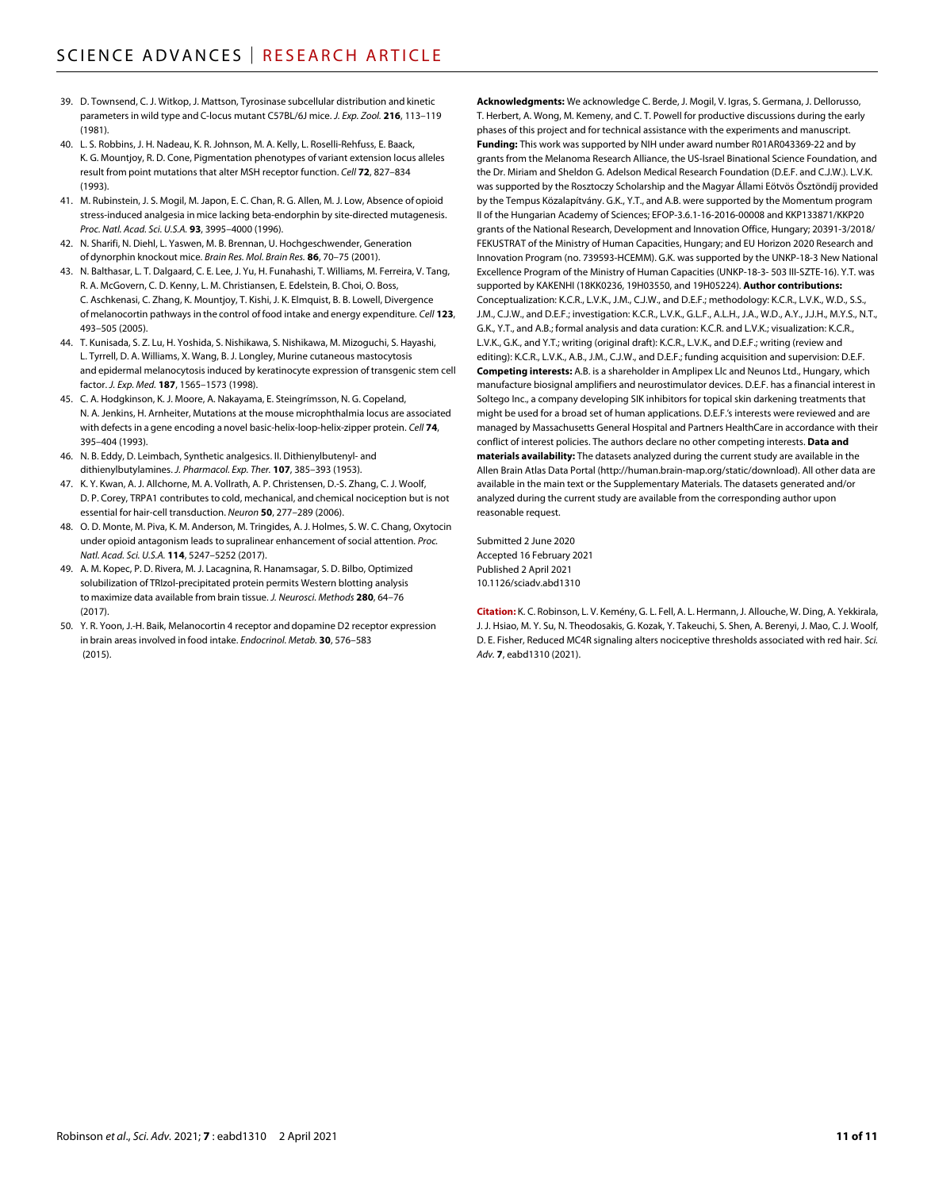39. D. Townsend, C. J. Witkop, J. Mattson, Tyrosinase subcellular distribution and kinetic parameters in wild type and C-locus mutant C57BL/6J mice. *J. Exp. Zool.* **216**, 113–119 (1981).
40. L. S. Robbins, J. H. Nadeau, K. R. Johnson, M. A. Kelly, L. Roselli-Rehfuss, E. Baack, K. G. Mountjoy, R. D. Cone, Pigmentation phenotypes of variant extension locus alleles result from point mutations that alter MSH receptor function. *Cell* **72**, 827–834 (1993).
41. M. Rubinstein, J. S. Mogil, M. Japon, E. C. Chan, R. G. Allen, M. J. Low, Absence of opioid stress-induced analgesia in mice lacking beta-endorphin by site-directed mutagenesis. *Proc. Natl. Acad. Sci. U.S.A.* **93**, 3995–4000 (1996).
42. N. Sharifi, N. Diehl, L. Yaswen, M. B. Brennan, U. Hochgeschwender, Generation of dynorphin knockout mice. *Brain Res. Mol. Brain Res.* **86**, 70–75 (2001).
43. N. Balthasar, L. T. Dalgaard, C. E. Lee, J. Yu, H. Funahashi, T. Williams, M. Ferreira, V. Tang, R. A. McGovern, C. D. Kenny, L. M. Christiansen, E. Edelstein, B. Choi, O. Boss, C. Aschkenasi, C. Zhang, K. Mountjoy, T. Kishi, J. K. Elmquist, B. B. Lowell, Divergence of melanocortin pathways in the control of food intake and energy expenditure. *Cell* **123**, 493–505 (2005).
44. T. Kunisada, S. Z. Lu, H. Yoshida, S. Nishikawa, S. Nishikawa, M. Mizoguchi, S. Hayashi, L. Tyrrell, D. A. Williams, X. Wang, B. J. Longley, Murine cutaneous mastocytosis and epidermal melanocytosis induced by keratinocyte expression of transgenic stem cell factor. *J. Exp. Med.* **187**, 1565–1573 (1998).
45. C. A. Hodgkinson, K. J. Moore, A. Nakayama, E. Steingrímsson, N. G. Copeland, N. A. Jenkins, H. Arnheiter, Mutations at the mouse microphthalmia locus are associated with defects in a gene encoding a novel basic-helix-loop-helix-zipper protein. *Cell* **74**, 395–404 (1993).
46. N. B. Eddy, D. Leimbach, Synthetic analgesics. II. Dithienylbutenyl- and dithienylbutylamines. *J. Pharmacol. Exp. Ther.* **107**, 385–393 (1953).
47. K. Y. Kwan, A. J. Allchorne, M. A. Vollrath, A. P. Christensen, D.-S. Zhang, C. J. Woolf, D. P. Corey, TRPA1 contributes to cold, mechanical, and chemical nociception but is not essential for hair-cell transduction. *Neuron* **50**, 277–289 (2006).
48. O. D. Monte, M. Piva, K. M. Anderson, M. Tringides, A. J. Holmes, S. W. C. Chang, Oxytocin under opioid antagonism leads to supralinear enhancement of social attention. *Proc. Natl. Acad. Sci. U.S.A.* **114**, 5247–5252 (2017).
49. A. M. Kopec, P. D. Rivera, M. J. Lacagnina, R. Hanamsagar, S. D. Bilbo, Optimized solubilization of TRIzol-precipitated protein permits Western blotting analysis to maximize data available from brain tissue. *J. Neurosci. Methods* **280**, 64–76 (2017).
50. Y. R. Yoon, J.-H. Baik, Melanocortin 4 receptor and dopamine D2 receptor expression in brain areas involved in food intake. *Endocrinol. Metab.* **30**, 576–583 (2015).

**Acknowledgments:** We acknowledge C. Berde, J. Mogil, V. Igras, S. Germana, J. Dellorusso, T. Herbert, A. Wong, M. Kemeny, and C. T. Powell for productive discussions during the early phases of this project and for technical assistance with the experiments and manuscript. **Funding:** This work was supported by NIH under award number R01AR043369-22 and by grants from the Melanoma Research Alliance, the US-Israel Binational Science Foundation, and the Dr. Miriam and Sheldon G. Adelson Medical Research Foundation (D.E.F. and C.J.W.). L.V.K. was supported by the Rosztoczy Scholarship and the Magyar Állami Eötvös Ösztöndíj provided by the Tempus Közalapítvány. G.K., Y.T., and A.B. were supported by the Momentum program II of the Hungarian Academy of Sciences; EFOP-3.6.1-16-2016-00008 and KKP133871/KKP20 grants of the National Research, Development and Innovation Office, Hungary; 20391-3/2018/FEKUSTRAT of the Ministry of Human Capacities, Hungary; and EU Horizon 2020 Research and Innovation Program (no. 739593-HCEMM). G.K. was supported by the UNKP-18-3 New National Excellence Program of the Ministry of Human Capacities (UNKP-18-3- 503 III-SZTE-16). Y.T. was supported by KAKENHI (18KK0236, 19H03550, and 19H05224). **Author contributions:** Conceptualization: K.C.R., L.V.K., J.M., C.J.W., and D.E.F.; methodology: K.C.R., L.V.K., W.D., S.S., J.M., C.J.W., and D.E.F.; investigation: K.C.R., L.V.K., G.L.F., A.L.H., J.A., W.D., A.Y., J.J.H., M.Y.S., N.T., G.K., Y.T., and A.B.; formal analysis and data curation: K.C.R. and L.V.K.; visualization: K.C.R., L.V.K., G.K., and Y.T.; writing (original draft): K.C.R., L.V.K., and D.E.F.; writing (review and editing): K.C.R., L.V.K., A.B., J.M., C.J.W., and D.E.F.; funding acquisition and supervision: D.E.F. **Competing interests:** A.B. is a shareholder in Amplipex Llc and Neunos Ltd., Hungary, which manufacture biosignal amplifiers and neurostimulator devices. D.E.F. has a financial interest in Soltego Inc., a company developing SIK inhibitors for topical skin darkening treatments that might be used for a broad set of human applications. D.E.F.'s interests were reviewed and are managed by Massachusetts General Hospital and Partners HealthCare in accordance with their conflict of interest policies. The authors declare no other competing interests. **Data and materials availability:** The datasets analyzed during the current study are available in the Allen Brain Atlas Data Portal (http://human.brain-map.org/static/download). All other data are available in the main text or the Supplementary Materials. The datasets generated and/or analyzed during the current study are available from the corresponding author upon reasonable request.

Submitted 2 June 2020
Accepted 16 February 2021
Published 2 April 2021
10.1126/sciadv.abd1310

**Citation:** K. C. Robinson, L. V. Kemény, G. L. Fell, A. L. Hermann, J. Allouche, W. Ding, A. Yekkirala, J. J. Hsiao, M. Y. Su, N. Theodosakis, G. Kozak, Y. Takeuchi, S. Shen, A. Berenyi, J. Mao, C. J. Woolf, D. E. Fisher, Reduced MC4R signaling alters nociceptive thresholds associated with red hair. *Sci. Adv.* **7**, eabd1310 (2021).